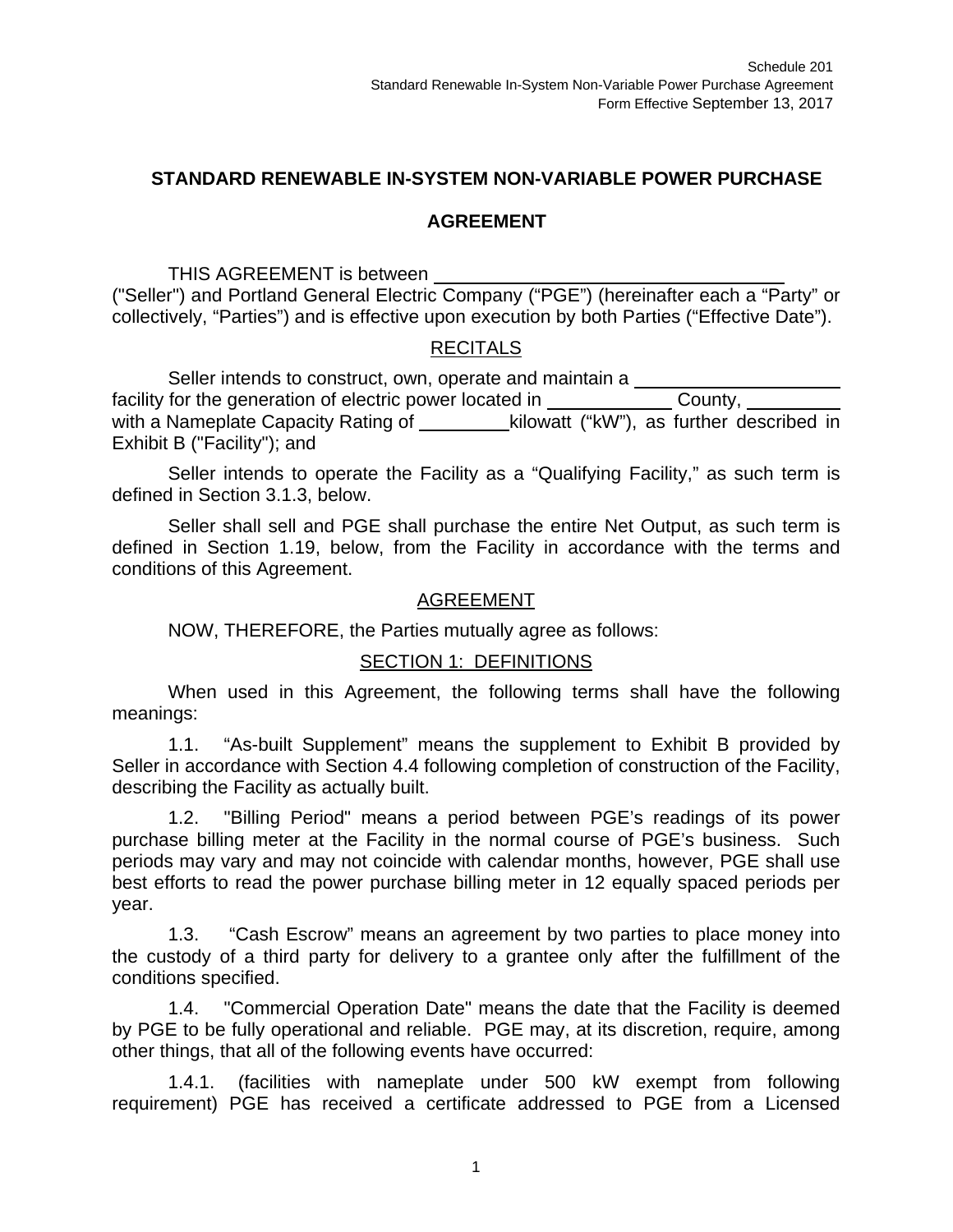Schedule 201
Standard Renewable In-System Non-Variable Power Purchase Agreement
Form Effective September 13, 2017

## STANDARD RENEWABLE IN-SYSTEM NON-VARIABLE POWER PURCHASE AGREEMENT

THIS AGREEMENT is between ________________________________ ("Seller") and Portland General Electric Company ("PGE") (hereinafter each a "Party" or collectively, "Parties") and is effective upon execution by both Parties ("Effective Date").

RECITALS

Seller intends to construct, own, operate and maintain a ____________________ facility for the generation of electric power located in ____________ County, __________ with a Nameplate Capacity Rating of _________kilowatt ("kW"), as further described in Exhibit B ("Facility"); and

Seller intends to operate the Facility as a "Qualifying Facility," as such term is defined in Section 3.1.3, below.

Seller shall sell and PGE shall purchase the entire Net Output, as such term is defined in Section 1.19, below, from the Facility in accordance with the terms and conditions of this Agreement.

AGREEMENT

NOW, THEREFORE, the Parties mutually agree as follows:

SECTION 1: DEFINITIONS

When used in this Agreement, the following terms shall have the following meanings:

1.1. "As-built Supplement" means the supplement to Exhibit B provided by Seller in accordance with Section 4.4 following completion of construction of the Facility, describing the Facility as actually built.

1.2. "Billing Period" means a period between PGE's readings of its power purchase billing meter at the Facility in the normal course of PGE's business. Such periods may vary and may not coincide with calendar months, however, PGE shall use best efforts to read the power purchase billing meter in 12 equally spaced periods per year.

1.3. "Cash Escrow" means an agreement by two parties to place money into the custody of a third party for delivery to a grantee only after the fulfillment of the conditions specified.

1.4. "Commercial Operation Date" means the date that the Facility is deemed by PGE to be fully operational and reliable. PGE may, at its discretion, require, among other things, that all of the following events have occurred:

1.4.1. (facilities with nameplate under 500 kW exempt from following requirement) PGE has received a certificate addressed to PGE from a Licensed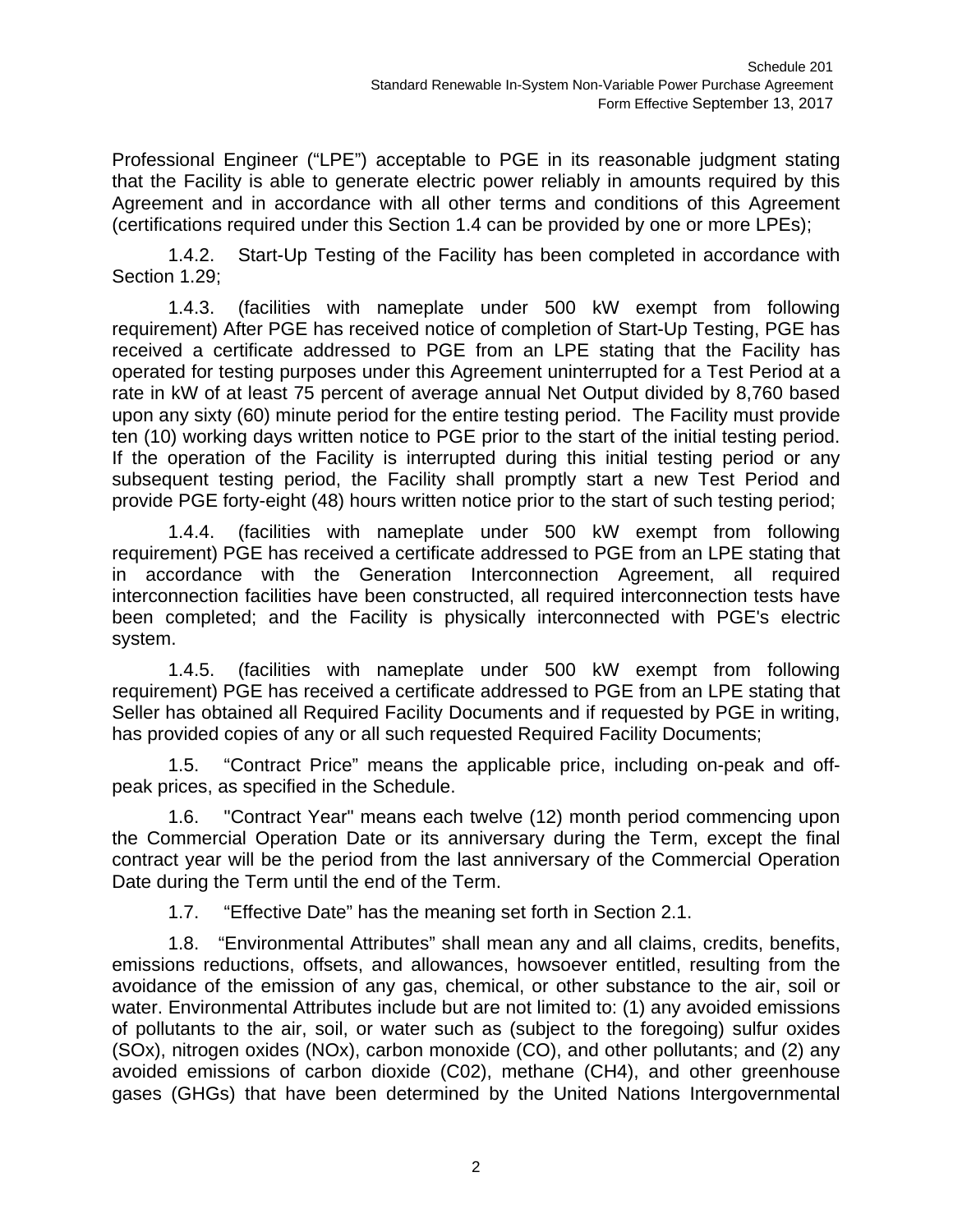Professional Engineer ("LPE") acceptable to PGE in its reasonable judgment stating that the Facility is able to generate electric power reliably in amounts required by this Agreement and in accordance with all other terms and conditions of this Agreement (certifications required under this Section 1.4 can be provided by one or more LPEs);

1.4.2. Start-Up Testing of the Facility has been completed in accordance with Section 1.29;

1.4.3. (facilities with nameplate under 500 kW exempt from following requirement) After PGE has received notice of completion of Start-Up Testing, PGE has received a certificate addressed to PGE from an LPE stating that the Facility has operated for testing purposes under this Agreement uninterrupted for a Test Period at a rate in kW of at least 75 percent of average annual Net Output divided by 8,760 based upon any sixty (60) minute period for the entire testing period. The Facility must provide ten (10) working days written notice to PGE prior to the start of the initial testing period. If the operation of the Facility is interrupted during this initial testing period or any subsequent testing period, the Facility shall promptly start a new Test Period and provide PGE forty-eight (48) hours written notice prior to the start of such testing period;

1.4.4. (facilities with nameplate under 500 kW exempt from following requirement) PGE has received a certificate addressed to PGE from an LPE stating that in accordance with the Generation Interconnection Agreement, all required interconnection facilities have been constructed, all required interconnection tests have been completed; and the Facility is physically interconnected with PGE's electric system.

1.4.5. (facilities with nameplate under 500 kW exempt from following requirement) PGE has received a certificate addressed to PGE from an LPE stating that Seller has obtained all Required Facility Documents and if requested by PGE in writing, has provided copies of any or all such requested Required Facility Documents;

1.5. "Contract Price" means the applicable price, including on-peak and off-peak prices, as specified in the Schedule.

1.6. "Contract Year" means each twelve (12) month period commencing upon the Commercial Operation Date or its anniversary during the Term, except the final contract year will be the period from the last anniversary of the Commercial Operation Date during the Term until the end of the Term.

1.7. "Effective Date" has the meaning set forth in Section 2.1.

1.8. "Environmental Attributes" shall mean any and all claims, credits, benefits, emissions reductions, offsets, and allowances, howsoever entitled, resulting from the avoidance of the emission of any gas, chemical, or other substance to the air, soil or water. Environmental Attributes include but are not limited to: (1) any avoided emissions of pollutants to the air, soil, or water such as (subject to the foregoing) sulfur oxides (SOx), nitrogen oxides (NOx), carbon monoxide (CO), and other pollutants; and (2) any avoided emissions of carbon dioxide (C02), methane (CH4), and other greenhouse gases (GHGs) that have been determined by the United Nations Intergovernmental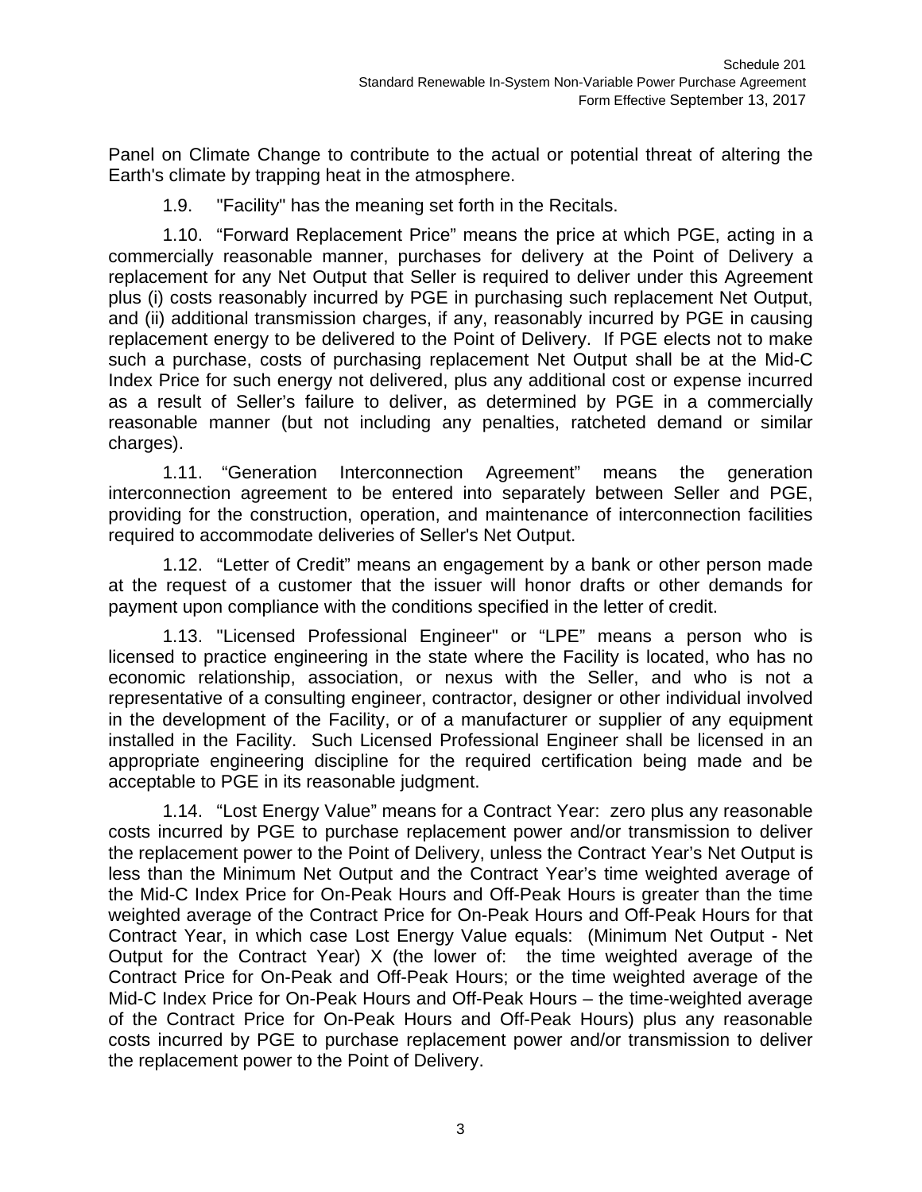Panel on Climate Change to contribute to the actual or potential threat of altering the Earth's climate by trapping heat in the atmosphere.

1.9. "Facility" has the meaning set forth in the Recitals.

1.10. “Forward Replacement Price” means the price at which PGE, acting in a commercially reasonable manner, purchases for delivery at the Point of Delivery a replacement for any Net Output that Seller is required to deliver under this Agreement plus (i) costs reasonably incurred by PGE in purchasing such replacement Net Output, and (ii) additional transmission charges, if any, reasonably incurred by PGE in causing replacement energy to be delivered to the Point of Delivery. If PGE elects not to make such a purchase, costs of purchasing replacement Net Output shall be at the Mid-C Index Price for such energy not delivered, plus any additional cost or expense incurred as a result of Seller’s failure to deliver, as determined by PGE in a commercially reasonable manner (but not including any penalties, ratcheted demand or similar charges).

1.11. “Generation Interconnection Agreement” means the generation interconnection agreement to be entered into separately between Seller and PGE, providing for the construction, operation, and maintenance of interconnection facilities required to accommodate deliveries of Seller's Net Output.

1.12. “Letter of Credit” means an engagement by a bank or other person made at the request of a customer that the issuer will honor drafts or other demands for payment upon compliance with the conditions specified in the letter of credit.

1.13. "Licensed Professional Engineer" or “LPE” means a person who is licensed to practice engineering in the state where the Facility is located, who has no economic relationship, association, or nexus with the Seller, and who is not a representative of a consulting engineer, contractor, designer or other individual involved in the development of the Facility, or of a manufacturer or supplier of any equipment installed in the Facility. Such Licensed Professional Engineer shall be licensed in an appropriate engineering discipline for the required certification being made and be acceptable to PGE in its reasonable judgment.

1.14. “Lost Energy Value” means for a Contract Year: zero plus any reasonable costs incurred by PGE to purchase replacement power and/or transmission to deliver the replacement power to the Point of Delivery, unless the Contract Year’s Net Output is less than the Minimum Net Output and the Contract Year’s time weighted average of the Mid-C Index Price for On-Peak Hours and Off-Peak Hours is greater than the time weighted average of the Contract Price for On-Peak Hours and Off-Peak Hours for that Contract Year, in which case Lost Energy Value equals: (Minimum Net Output - Net Output for the Contract Year) X (the lower of: the time weighted average of the Contract Price for On-Peak and Off-Peak Hours; or the time weighted average of the Mid-C Index Price for On-Peak Hours and Off-Peak Hours – the time-weighted average of the Contract Price for On-Peak Hours and Off-Peak Hours) plus any reasonable costs incurred by PGE to purchase replacement power and/or transmission to deliver the replacement power to the Point of Delivery.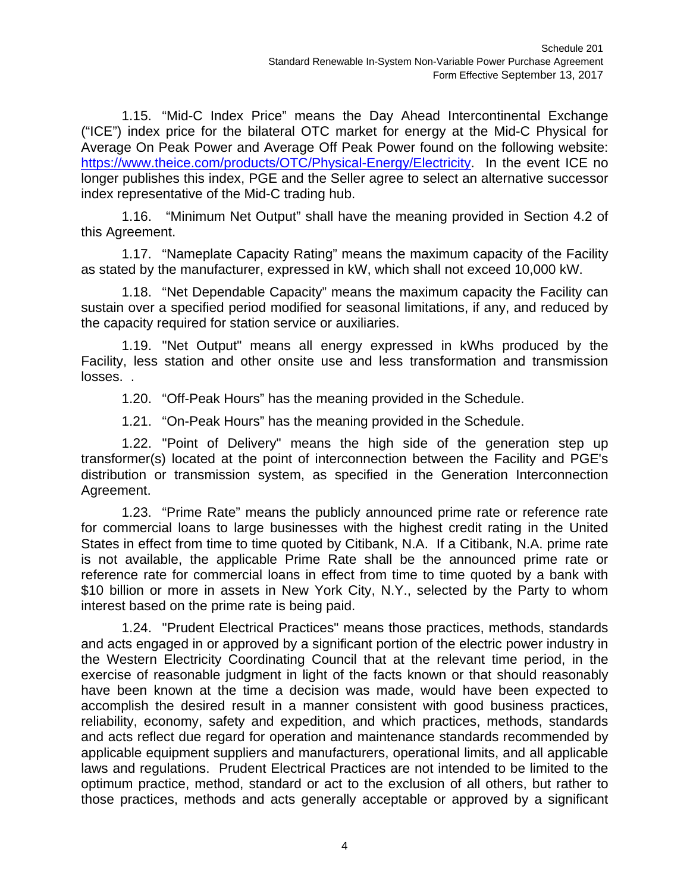1.15. “Mid-C Index Price” means the Day Ahead Intercontinental Exchange (“ICE”) index price for the bilateral OTC market for energy at the Mid-C Physical for Average On Peak Power and Average Off Peak Power found on the following website: https://www.theice.com/products/OTC/Physical-Energy/Electricity. In the event ICE no longer publishes this index, PGE and the Seller agree to select an alternative successor index representative of the Mid-C trading hub.

1.16. “Minimum Net Output” shall have the meaning provided in Section 4.2 of this Agreement.

1.17. “Nameplate Capacity Rating” means the maximum capacity of the Facility as stated by the manufacturer, expressed in kW, which shall not exceed 10,000 kW.

1.18. “Net Dependable Capacity” means the maximum capacity the Facility can sustain over a specified period modified for seasonal limitations, if any, and reduced by the capacity required for station service or auxiliaries.

1.19. "Net Output" means all energy expressed in kWhs produced by the Facility, less station and other onsite use and less transformation and transmission losses. .

1.20. “Off-Peak Hours” has the meaning provided in the Schedule.

1.21. “On-Peak Hours” has the meaning provided in the Schedule.

1.22. "Point of Delivery" means the high side of the generation step up transformer(s) located at the point of interconnection between the Facility and PGE's distribution or transmission system, as specified in the Generation Interconnection Agreement.

1.23. “Prime Rate” means the publicly announced prime rate or reference rate for commercial loans to large businesses with the highest credit rating in the United States in effect from time to time quoted by Citibank, N.A. If a Citibank, N.A. prime rate is not available, the applicable Prime Rate shall be the announced prime rate or reference rate for commercial loans in effect from time to time quoted by a bank with $10 billion or more in assets in New York City, N.Y., selected by the Party to whom interest based on the prime rate is being paid.

1.24. "Prudent Electrical Practices" means those practices, methods, standards and acts engaged in or approved by a significant portion of the electric power industry in the Western Electricity Coordinating Council that at the relevant time period, in the exercise of reasonable judgment in light of the facts known or that should reasonably have been known at the time a decision was made, would have been expected to accomplish the desired result in a manner consistent with good business practices, reliability, economy, safety and expedition, and which practices, methods, standards and acts reflect due regard for operation and maintenance standards recommended by applicable equipment suppliers and manufacturers, operational limits, and all applicable laws and regulations. Prudent Electrical Practices are not intended to be limited to the optimum practice, method, standard or act to the exclusion of all others, but rather to those practices, methods and acts generally acceptable or approved by a significant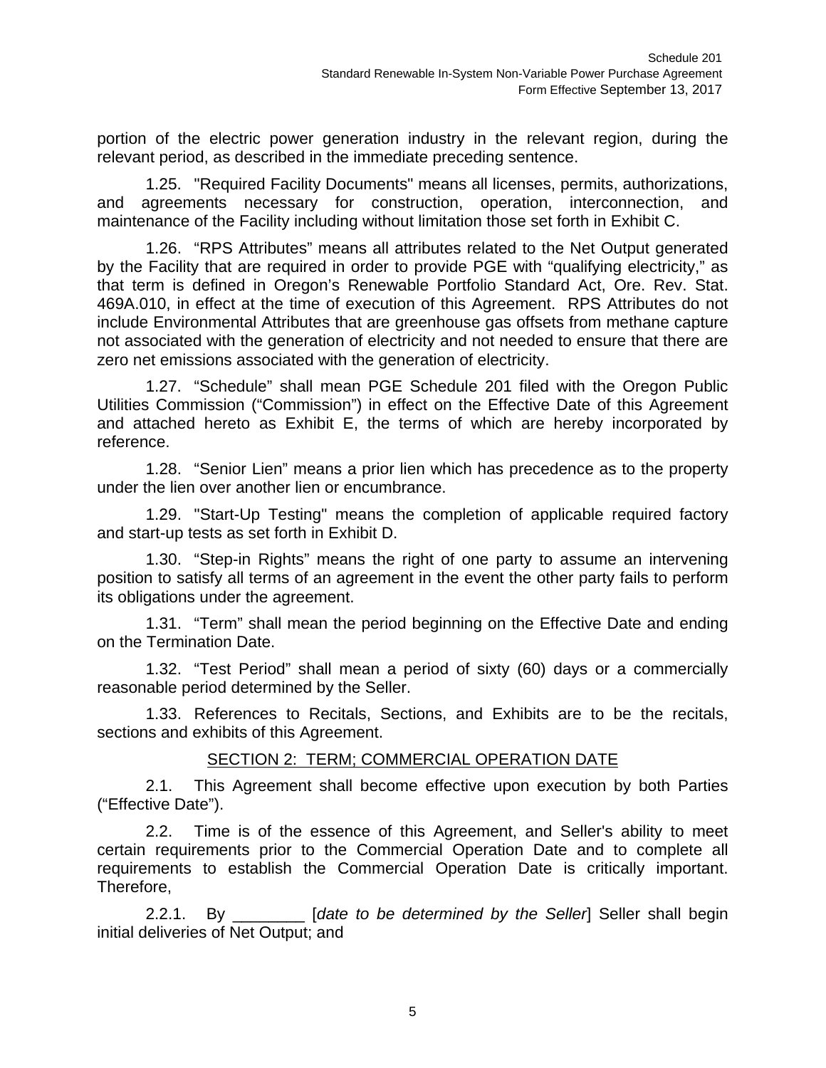portion of the electric power generation industry in the relevant region, during the relevant period, as described in the immediate preceding sentence.

1.25. "Required Facility Documents" means all licenses, permits, authorizations, and agreements necessary for construction, operation, interconnection, and maintenance of the Facility including without limitation those set forth in Exhibit C.

1.26. "RPS Attributes" means all attributes related to the Net Output generated by the Facility that are required in order to provide PGE with "qualifying electricity," as that term is defined in Oregon's Renewable Portfolio Standard Act, Ore. Rev. Stat. 469A.010, in effect at the time of execution of this Agreement. RPS Attributes do not include Environmental Attributes that are greenhouse gas offsets from methane capture not associated with the generation of electricity and not needed to ensure that there are zero net emissions associated with the generation of electricity.

1.27. "Schedule" shall mean PGE Schedule 201 filed with the Oregon Public Utilities Commission ("Commission") in effect on the Effective Date of this Agreement and attached hereto as Exhibit E, the terms of which are hereby incorporated by reference.

1.28. "Senior Lien" means a prior lien which has precedence as to the property under the lien over another lien or encumbrance.

1.29. "Start-Up Testing" means the completion of applicable required factory and start-up tests as set forth in Exhibit D.

1.30. "Step-in Rights" means the right of one party to assume an intervening position to satisfy all terms of an agreement in the event the other party fails to perform its obligations under the agreement.

1.31. "Term" shall mean the period beginning on the Effective Date and ending on the Termination Date.

1.32. "Test Period" shall mean a period of sixty (60) days or a commercially reasonable period determined by the Seller.

1.33. References to Recitals, Sections, and Exhibits are to be the recitals, sections and exhibits of this Agreement.

## SECTION 2: TERM; COMMERCIAL OPERATION DATE

2.1. This Agreement shall become effective upon execution by both Parties ("Effective Date").

2.2. Time is of the essence of this Agreement, and Seller's ability to meet certain requirements prior to the Commercial Operation Date and to complete all requirements to establish the Commercial Operation Date is critically important. Therefore,

2.2.1. By ________ [*date to be determined by the Seller*] Seller shall begin initial deliveries of Net Output; and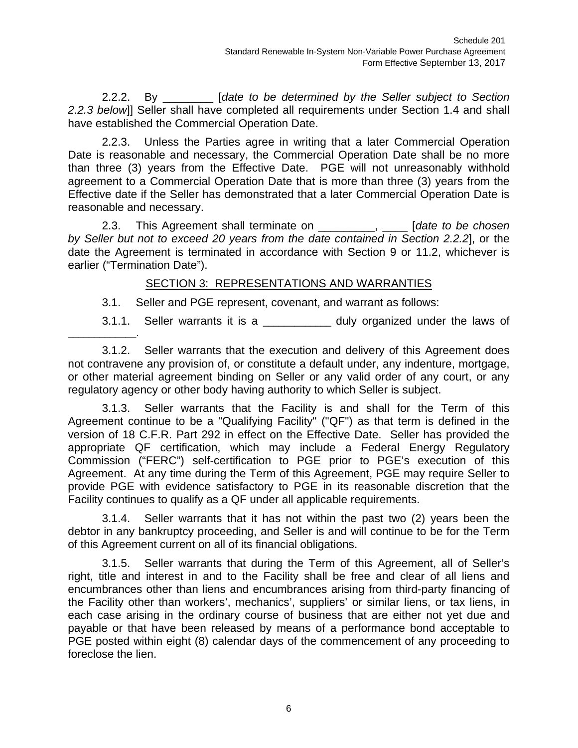2.2.2. By ________ [*date to be determined by the Seller subject to Section 2.2.3 below*]] Seller shall have completed all requirements under Section 1.4 and shall have established the Commercial Operation Date.

2.2.3. Unless the Parties agree in writing that a later Commercial Operation Date is reasonable and necessary, the Commercial Operation Date shall be no more than three (3) years from the Effective Date. PGE will not unreasonably withhold agreement to a Commercial Operation Date that is more than three (3) years from the Effective date if the Seller has demonstrated that a later Commercial Operation Date is reasonable and necessary.

2.3. This Agreement shall terminate on _________, ____ [*date to be chosen by Seller but not to exceed 20 years from the date contained in Section 2.2.2*], or the date the Agreement is terminated in accordance with Section 9 or 11.2, whichever is earlier ("Termination Date").

## SECTION 3: REPRESENTATIONS AND WARRANTIES

3.1. Seller and PGE represent, covenant, and warrant as follows:

3.1.1. Seller warrants it is a ___________ duly organized under the laws of ___________.

3.1.2. Seller warrants that the execution and delivery of this Agreement does not contravene any provision of, or constitute a default under, any indenture, mortgage, or other material agreement binding on Seller or any valid order of any court, or any regulatory agency or other body having authority to which Seller is subject.

3.1.3. Seller warrants that the Facility is and shall for the Term of this Agreement continue to be a "Qualifying Facility" ("QF") as that term is defined in the version of 18 C.F.R. Part 292 in effect on the Effective Date. Seller has provided the appropriate QF certification, which may include a Federal Energy Regulatory Commission ("FERC") self-certification to PGE prior to PGE's execution of this Agreement. At any time during the Term of this Agreement, PGE may require Seller to provide PGE with evidence satisfactory to PGE in its reasonable discretion that the Facility continues to qualify as a QF under all applicable requirements.

3.1.4. Seller warrants that it has not within the past two (2) years been the debtor in any bankruptcy proceeding, and Seller is and will continue to be for the Term of this Agreement current on all of its financial obligations.

3.1.5. Seller warrants that during the Term of this Agreement, all of Seller's right, title and interest in and to the Facility shall be free and clear of all liens and encumbrances other than liens and encumbrances arising from third-party financing of the Facility other than workers', mechanics', suppliers' or similar liens, or tax liens, in each case arising in the ordinary course of business that are either not yet due and payable or that have been released by means of a performance bond acceptable to PGE posted within eight (8) calendar days of the commencement of any proceeding to foreclose the lien.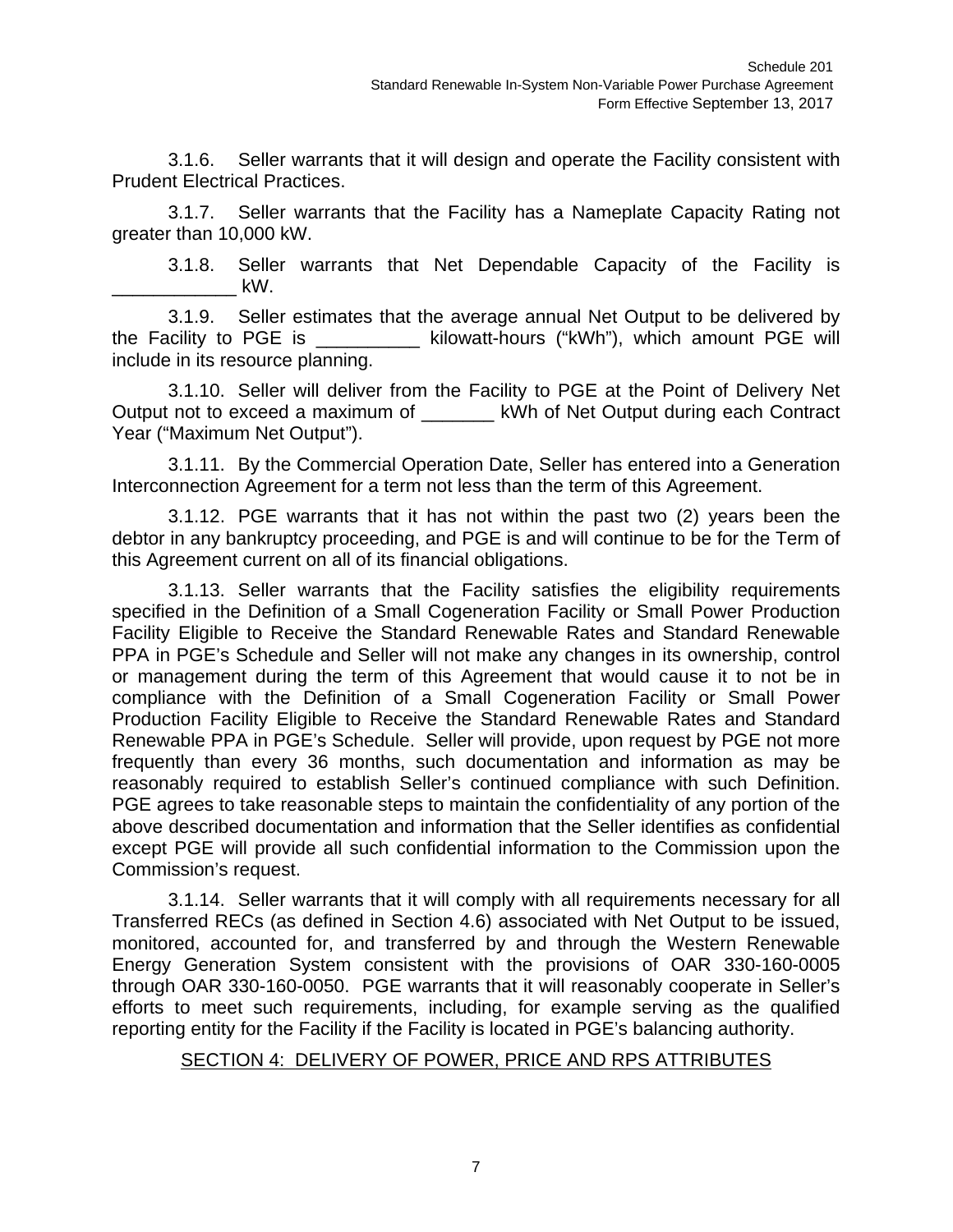3.1.6. Seller warrants that it will design and operate the Facility consistent with Prudent Electrical Practices.

3.1.7. Seller warrants that the Facility has a Nameplate Capacity Rating not greater than 10,000 kW.

3.1.8. Seller warrants that Net Dependable Capacity of the Facility is ____________ kW.

3.1.9. Seller estimates that the average annual Net Output to be delivered by the Facility to PGE is __________ kilowatt-hours ("kWh"), which amount PGE will include in its resource planning.

3.1.10. Seller will deliver from the Facility to PGE at the Point of Delivery Net Output not to exceed a maximum of _______ kWh of Net Output during each Contract Year ("Maximum Net Output").

3.1.11. By the Commercial Operation Date, Seller has entered into a Generation Interconnection Agreement for a term not less than the term of this Agreement.

3.1.12. PGE warrants that it has not within the past two (2) years been the debtor in any bankruptcy proceeding, and PGE is and will continue to be for the Term of this Agreement current on all of its financial obligations.

3.1.13. Seller warrants that the Facility satisfies the eligibility requirements specified in the Definition of a Small Cogeneration Facility or Small Power Production Facility Eligible to Receive the Standard Renewable Rates and Standard Renewable PPA in PGE's Schedule and Seller will not make any changes in its ownership, control or management during the term of this Agreement that would cause it to not be in compliance with the Definition of a Small Cogeneration Facility or Small Power Production Facility Eligible to Receive the Standard Renewable Rates and Standard Renewable PPA in PGE's Schedule. Seller will provide, upon request by PGE not more frequently than every 36 months, such documentation and information as may be reasonably required to establish Seller's continued compliance with such Definition. PGE agrees to take reasonable steps to maintain the confidentiality of any portion of the above described documentation and information that the Seller identifies as confidential except PGE will provide all such confidential information to the Commission upon the Commission's request.

3.1.14. Seller warrants that it will comply with all requirements necessary for all Transferred RECs (as defined in Section 4.6) associated with Net Output to be issued, monitored, accounted for, and transferred by and through the Western Renewable Energy Generation System consistent with the provisions of OAR 330-160-0005 through OAR 330-160-0050. PGE warrants that it will reasonably cooperate in Seller's efforts to meet such requirements, including, for example serving as the qualified reporting entity for the Facility if the Facility is located in PGE's balancing authority.

## SECTION 4: DELIVERY OF POWER, PRICE AND RPS ATTRIBUTES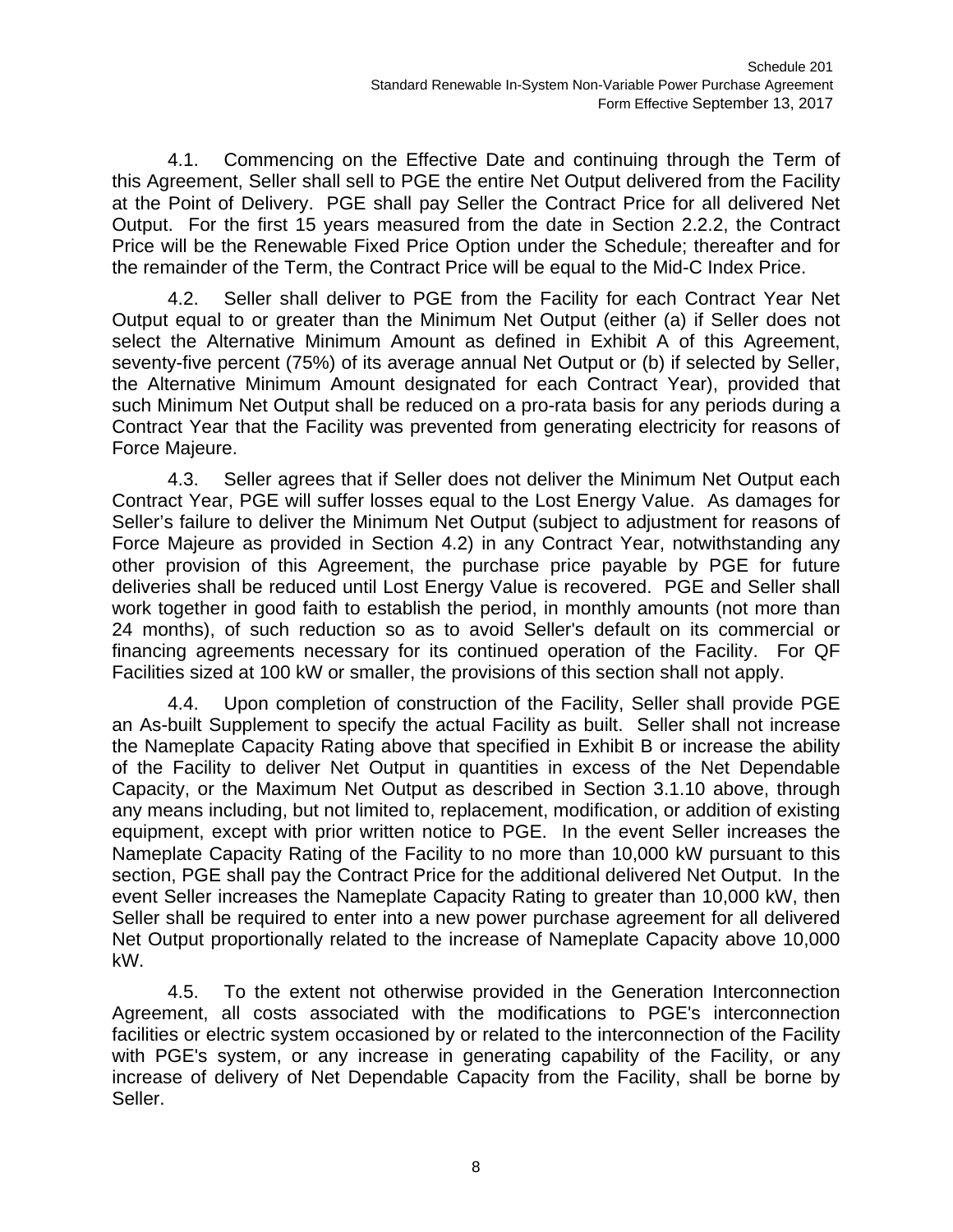4.1. Commencing on the Effective Date and continuing through the Term of this Agreement, Seller shall sell to PGE the entire Net Output delivered from the Facility at the Point of Delivery. PGE shall pay Seller the Contract Price for all delivered Net Output. For the first 15 years measured from the date in Section 2.2.2, the Contract Price will be the Renewable Fixed Price Option under the Schedule; thereafter and for the remainder of the Term, the Contract Price will be equal to the Mid-C Index Price.

4.2. Seller shall deliver to PGE from the Facility for each Contract Year Net Output equal to or greater than the Minimum Net Output (either (a) if Seller does not select the Alternative Minimum Amount as defined in Exhibit A of this Agreement, seventy-five percent (75%) of its average annual Net Output or (b) if selected by Seller, the Alternative Minimum Amount designated for each Contract Year), provided that such Minimum Net Output shall be reduced on a pro-rata basis for any periods during a Contract Year that the Facility was prevented from generating electricity for reasons of Force Majeure.

4.3. Seller agrees that if Seller does not deliver the Minimum Net Output each Contract Year, PGE will suffer losses equal to the Lost Energy Value. As damages for Seller's failure to deliver the Minimum Net Output (subject to adjustment for reasons of Force Majeure as provided in Section 4.2) in any Contract Year, notwithstanding any other provision of this Agreement, the purchase price payable by PGE for future deliveries shall be reduced until Lost Energy Value is recovered. PGE and Seller shall work together in good faith to establish the period, in monthly amounts (not more than 24 months), of such reduction so as to avoid Seller's default on its commercial or financing agreements necessary for its continued operation of the Facility. For QF Facilities sized at 100 kW or smaller, the provisions of this section shall not apply.

4.4. Upon completion of construction of the Facility, Seller shall provide PGE an As-built Supplement to specify the actual Facility as built. Seller shall not increase the Nameplate Capacity Rating above that specified in Exhibit B or increase the ability of the Facility to deliver Net Output in quantities in excess of the Net Dependable Capacity, or the Maximum Net Output as described in Section 3.1.10 above, through any means including, but not limited to, replacement, modification, or addition of existing equipment, except with prior written notice to PGE. In the event Seller increases the Nameplate Capacity Rating of the Facility to no more than 10,000 kW pursuant to this section, PGE shall pay the Contract Price for the additional delivered Net Output. In the event Seller increases the Nameplate Capacity Rating to greater than 10,000 kW, then Seller shall be required to enter into a new power purchase agreement for all delivered Net Output proportionally related to the increase of Nameplate Capacity above 10,000 kW.

4.5. To the extent not otherwise provided in the Generation Interconnection Agreement, all costs associated with the modifications to PGE's interconnection facilities or electric system occasioned by or related to the interconnection of the Facility with PGE's system, or any increase in generating capability of the Facility, or any increase of delivery of Net Dependable Capacity from the Facility, shall be borne by Seller.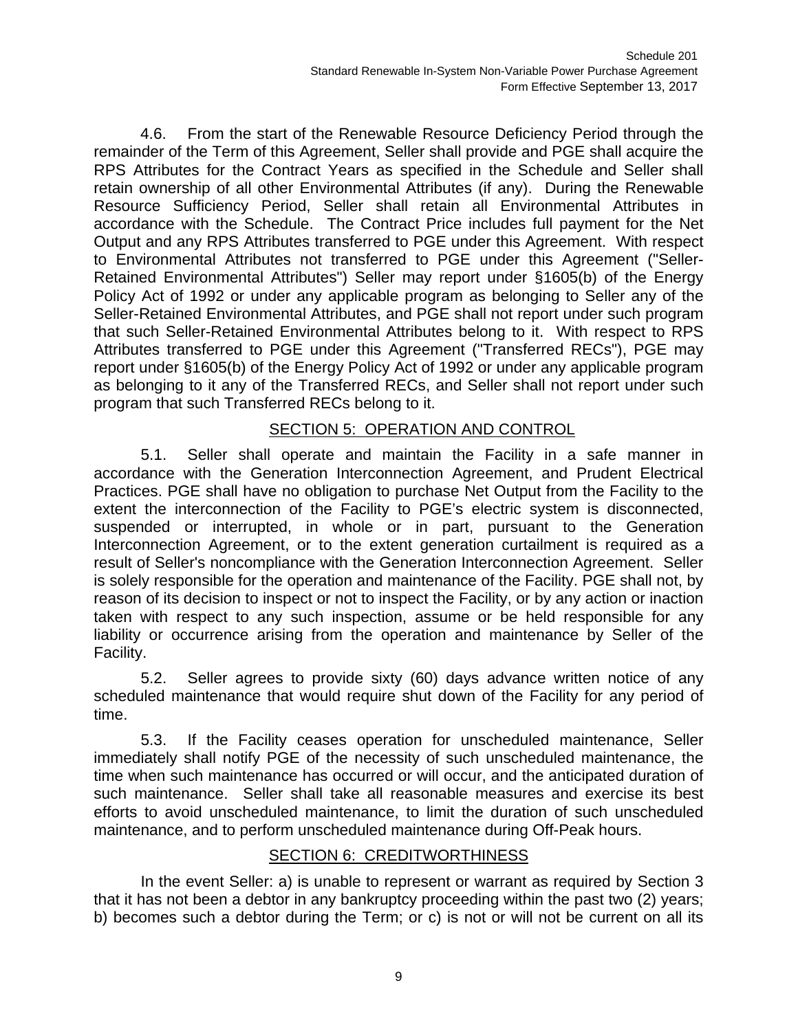4.6. From the start of the Renewable Resource Deficiency Period through the remainder of the Term of this Agreement, Seller shall provide and PGE shall acquire the RPS Attributes for the Contract Years as specified in the Schedule and Seller shall retain ownership of all other Environmental Attributes (if any). During the Renewable Resource Sufficiency Period, Seller shall retain all Environmental Attributes in accordance with the Schedule. The Contract Price includes full payment for the Net Output and any RPS Attributes transferred to PGE under this Agreement. With respect to Environmental Attributes not transferred to PGE under this Agreement ("Seller-Retained Environmental Attributes") Seller may report under §1605(b) of the Energy Policy Act of 1992 or under any applicable program as belonging to Seller any of the Seller-Retained Environmental Attributes, and PGE shall not report under such program that such Seller-Retained Environmental Attributes belong to it. With respect to RPS Attributes transferred to PGE under this Agreement ("Transferred RECs"), PGE may report under §1605(b) of the Energy Policy Act of 1992 or under any applicable program as belonging to it any of the Transferred RECs, and Seller shall not report under such program that such Transferred RECs belong to it.

## SECTION 5: OPERATION AND CONTROL

5.1. Seller shall operate and maintain the Facility in a safe manner in accordance with the Generation Interconnection Agreement, and Prudent Electrical Practices. PGE shall have no obligation to purchase Net Output from the Facility to the extent the interconnection of the Facility to PGE's electric system is disconnected, suspended or interrupted, in whole or in part, pursuant to the Generation Interconnection Agreement, or to the extent generation curtailment is required as a result of Seller's noncompliance with the Generation Interconnection Agreement. Seller is solely responsible for the operation and maintenance of the Facility. PGE shall not, by reason of its decision to inspect or not to inspect the Facility, or by any action or inaction taken with respect to any such inspection, assume or be held responsible for any liability or occurrence arising from the operation and maintenance by Seller of the Facility.

5.2. Seller agrees to provide sixty (60) days advance written notice of any scheduled maintenance that would require shut down of the Facility for any period of time.

5.3. If the Facility ceases operation for unscheduled maintenance, Seller immediately shall notify PGE of the necessity of such unscheduled maintenance, the time when such maintenance has occurred or will occur, and the anticipated duration of such maintenance. Seller shall take all reasonable measures and exercise its best efforts to avoid unscheduled maintenance, to limit the duration of such unscheduled maintenance, and to perform unscheduled maintenance during Off-Peak hours.

## SECTION 6: CREDITWORTHINESS

In the event Seller: a) is unable to represent or warrant as required by Section 3 that it has not been a debtor in any bankruptcy proceeding within the past two (2) years; b) becomes such a debtor during the Term; or c) is not or will not be current on all its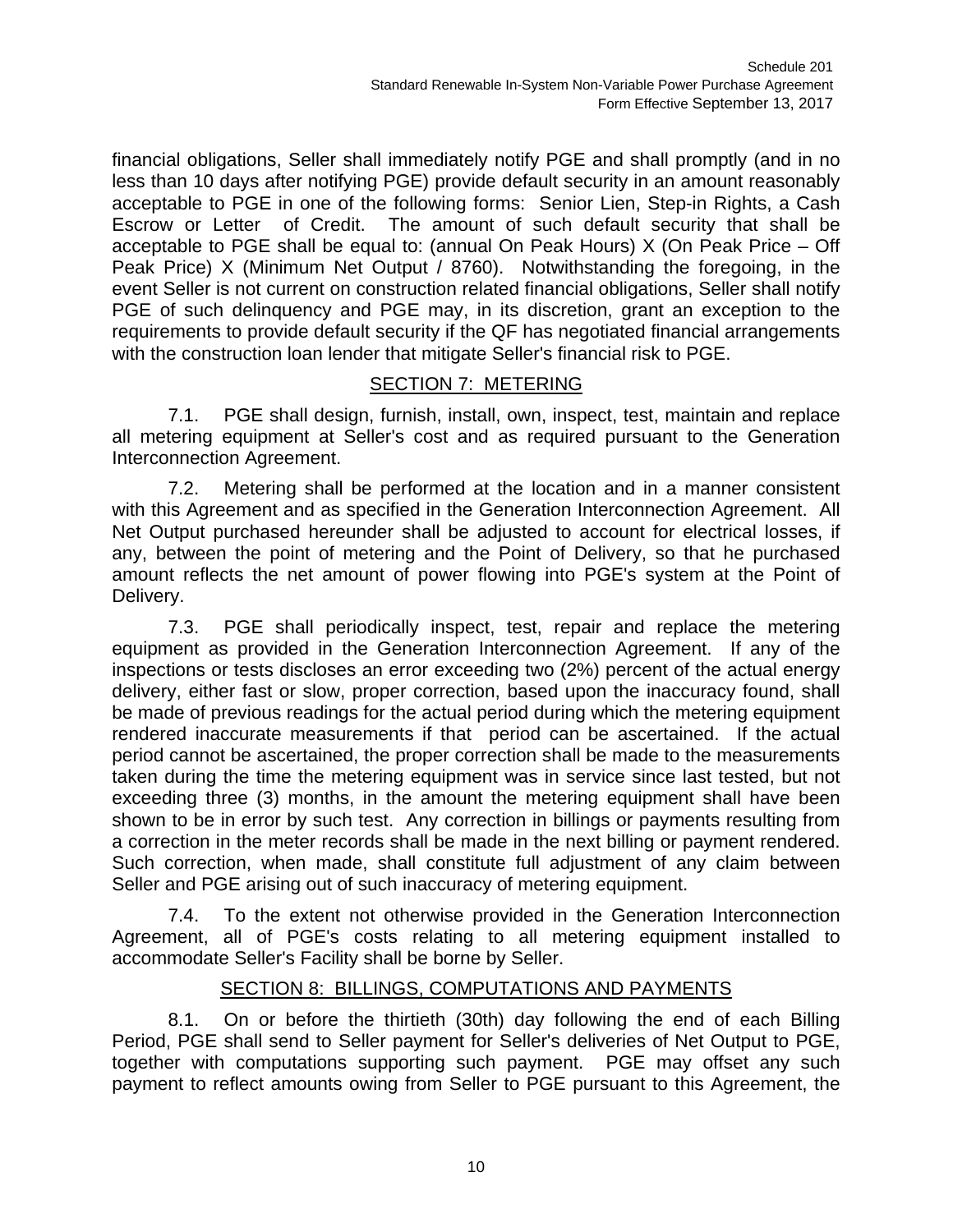financial obligations, Seller shall immediately notify PGE and shall promptly (and in no less than 10 days after notifying PGE) provide default security in an amount reasonably acceptable to PGE in one of the following forms: Senior Lien, Step-in Rights, a Cash Escrow or Letter of Credit. The amount of such default security that shall be acceptable to PGE shall be equal to: (annual On Peak Hours) X (On Peak Price – Off Peak Price) X (Minimum Net Output / 8760). Notwithstanding the foregoing, in the event Seller is not current on construction related financial obligations, Seller shall notify PGE of such delinquency and PGE may, in its discretion, grant an exception to the requirements to provide default security if the QF has negotiated financial arrangements with the construction loan lender that mitigate Seller's financial risk to PGE.

## SECTION 7: METERING

7.1. PGE shall design, furnish, install, own, inspect, test, maintain and replace all metering equipment at Seller's cost and as required pursuant to the Generation Interconnection Agreement.

7.2. Metering shall be performed at the location and in a manner consistent with this Agreement and as specified in the Generation Interconnection Agreement. All Net Output purchased hereunder shall be adjusted to account for electrical losses, if any, between the point of metering and the Point of Delivery, so that he purchased amount reflects the net amount of power flowing into PGE's system at the Point of Delivery.

7.3. PGE shall periodically inspect, test, repair and replace the metering equipment as provided in the Generation Interconnection Agreement. If any of the inspections or tests discloses an error exceeding two (2%) percent of the actual energy delivery, either fast or slow, proper correction, based upon the inaccuracy found, shall be made of previous readings for the actual period during which the metering equipment rendered inaccurate measurements if that period can be ascertained. If the actual period cannot be ascertained, the proper correction shall be made to the measurements taken during the time the metering equipment was in service since last tested, but not exceeding three (3) months, in the amount the metering equipment shall have been shown to be in error by such test. Any correction in billings or payments resulting from a correction in the meter records shall be made in the next billing or payment rendered. Such correction, when made, shall constitute full adjustment of any claim between Seller and PGE arising out of such inaccuracy of metering equipment.

7.4. To the extent not otherwise provided in the Generation Interconnection Agreement, all of PGE's costs relating to all metering equipment installed to accommodate Seller's Facility shall be borne by Seller.

## SECTION 8: BILLINGS, COMPUTATIONS AND PAYMENTS

8.1. On or before the thirtieth (30th) day following the end of each Billing Period, PGE shall send to Seller payment for Seller's deliveries of Net Output to PGE, together with computations supporting such payment. PGE may offset any such payment to reflect amounts owing from Seller to PGE pursuant to this Agreement, the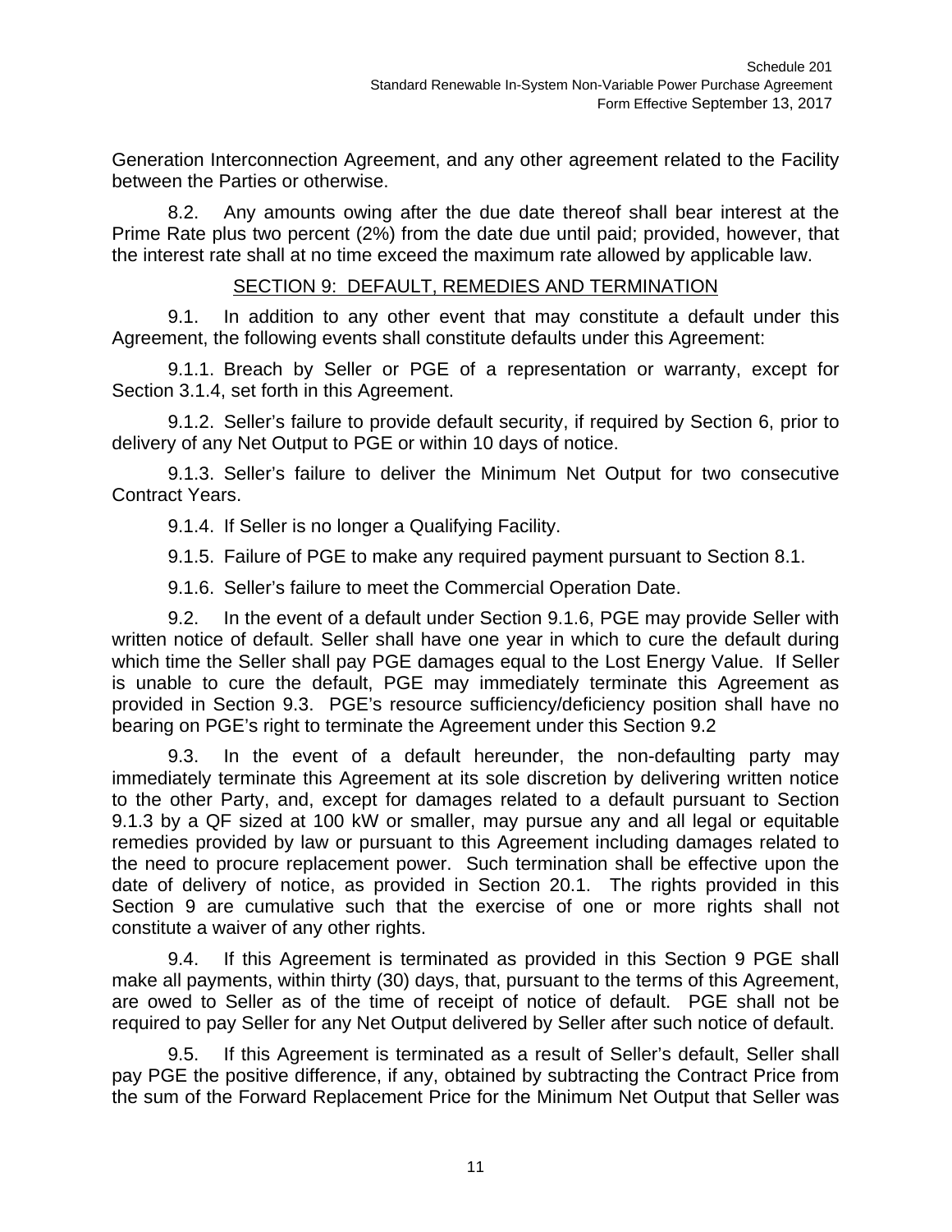Generation Interconnection Agreement, and any other agreement related to the Facility between the Parties or otherwise.

8.2. Any amounts owing after the due date thereof shall bear interest at the Prime Rate plus two percent (2%) from the date due until paid; provided, however, that the interest rate shall at no time exceed the maximum rate allowed by applicable law.

## SECTION 9: DEFAULT, REMEDIES AND TERMINATION

9.1. In addition to any other event that may constitute a default under this Agreement, the following events shall constitute defaults under this Agreement:

9.1.1. Breach by Seller or PGE of a representation or warranty, except for Section 3.1.4, set forth in this Agreement.

9.1.2. Seller's failure to provide default security, if required by Section 6, prior to delivery of any Net Output to PGE or within 10 days of notice.

9.1.3. Seller's failure to deliver the Minimum Net Output for two consecutive Contract Years.

9.1.4. If Seller is no longer a Qualifying Facility.

9.1.5. Failure of PGE to make any required payment pursuant to Section 8.1.

9.1.6. Seller's failure to meet the Commercial Operation Date.

9.2. In the event of a default under Section 9.1.6, PGE may provide Seller with written notice of default. Seller shall have one year in which to cure the default during which time the Seller shall pay PGE damages equal to the Lost Energy Value. If Seller is unable to cure the default, PGE may immediately terminate this Agreement as provided in Section 9.3. PGE's resource sufficiency/deficiency position shall have no bearing on PGE's right to terminate the Agreement under this Section 9.2

9.3. In the event of a default hereunder, the non-defaulting party may immediately terminate this Agreement at its sole discretion by delivering written notice to the other Party, and, except for damages related to a default pursuant to Section 9.1.3 by a QF sized at 100 kW or smaller, may pursue any and all legal or equitable remedies provided by law or pursuant to this Agreement including damages related to the need to procure replacement power. Such termination shall be effective upon the date of delivery of notice, as provided in Section 20.1. The rights provided in this Section 9 are cumulative such that the exercise of one or more rights shall not constitute a waiver of any other rights.

9.4. If this Agreement is terminated as provided in this Section 9 PGE shall make all payments, within thirty (30) days, that, pursuant to the terms of this Agreement, are owed to Seller as of the time of receipt of notice of default. PGE shall not be required to pay Seller for any Net Output delivered by Seller after such notice of default.

9.5. If this Agreement is terminated as a result of Seller's default, Seller shall pay PGE the positive difference, if any, obtained by subtracting the Contract Price from the sum of the Forward Replacement Price for the Minimum Net Output that Seller was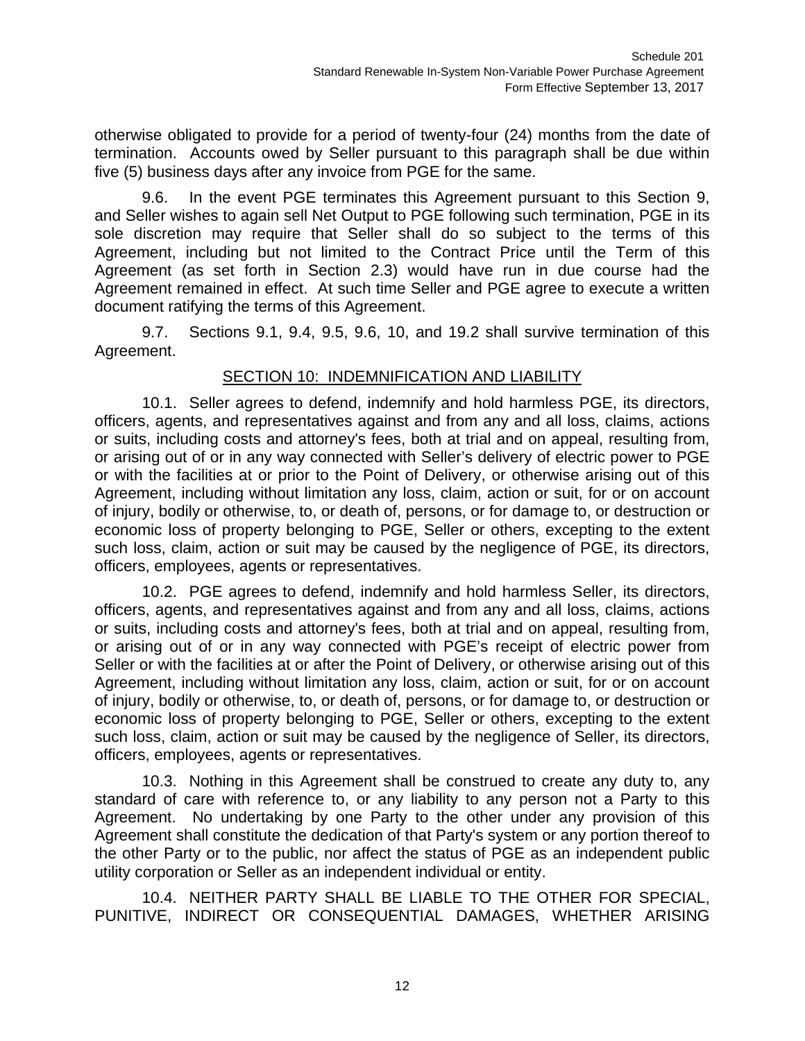otherwise obligated to provide for a period of twenty-four (24) months from the date of termination. Accounts owed by Seller pursuant to this paragraph shall be due within five (5) business days after any invoice from PGE for the same.

9.6. In the event PGE terminates this Agreement pursuant to this Section 9, and Seller wishes to again sell Net Output to PGE following such termination, PGE in its sole discretion may require that Seller shall do so subject to the terms of this Agreement, including but not limited to the Contract Price until the Term of this Agreement (as set forth in Section 2.3) would have run in due course had the Agreement remained in effect. At such time Seller and PGE agree to execute a written document ratifying the terms of this Agreement.

9.7. Sections 9.1, 9.4, 9.5, 9.6, 10, and 19.2 shall survive termination of this Agreement.

## SECTION 10: INDEMNIFICATION AND LIABILITY

10.1. Seller agrees to defend, indemnify and hold harmless PGE, its directors, officers, agents, and representatives against and from any and all loss, claims, actions or suits, including costs and attorney's fees, both at trial and on appeal, resulting from, or arising out of or in any way connected with Seller's delivery of electric power to PGE or with the facilities at or prior to the Point of Delivery, or otherwise arising out of this Agreement, including without limitation any loss, claim, action or suit, for or on account of injury, bodily or otherwise, to, or death of, persons, or for damage to, or destruction or economic loss of property belonging to PGE, Seller or others, excepting to the extent such loss, claim, action or suit may be caused by the negligence of PGE, its directors, officers, employees, agents or representatives.

10.2. PGE agrees to defend, indemnify and hold harmless Seller, its directors, officers, agents, and representatives against and from any and all loss, claims, actions or suits, including costs and attorney's fees, both at trial and on appeal, resulting from, or arising out of or in any way connected with PGE's receipt of electric power from Seller or with the facilities at or after the Point of Delivery, or otherwise arising out of this Agreement, including without limitation any loss, claim, action or suit, for or on account of injury, bodily or otherwise, to, or death of, persons, or for damage to, or destruction or economic loss of property belonging to PGE, Seller or others, excepting to the extent such loss, claim, action or suit may be caused by the negligence of Seller, its directors, officers, employees, agents or representatives.

10.3. Nothing in this Agreement shall be construed to create any duty to, any standard of care with reference to, or any liability to any person not a Party to this Agreement. No undertaking by one Party to the other under any provision of this Agreement shall constitute the dedication of that Party's system or any portion thereof to the other Party or to the public, nor affect the status of PGE as an independent public utility corporation or Seller as an independent individual or entity.

10.4. NEITHER PARTY SHALL BE LIABLE TO THE OTHER FOR SPECIAL, PUNITIVE, INDIRECT OR CONSEQUENTIAL DAMAGES, WHETHER ARISING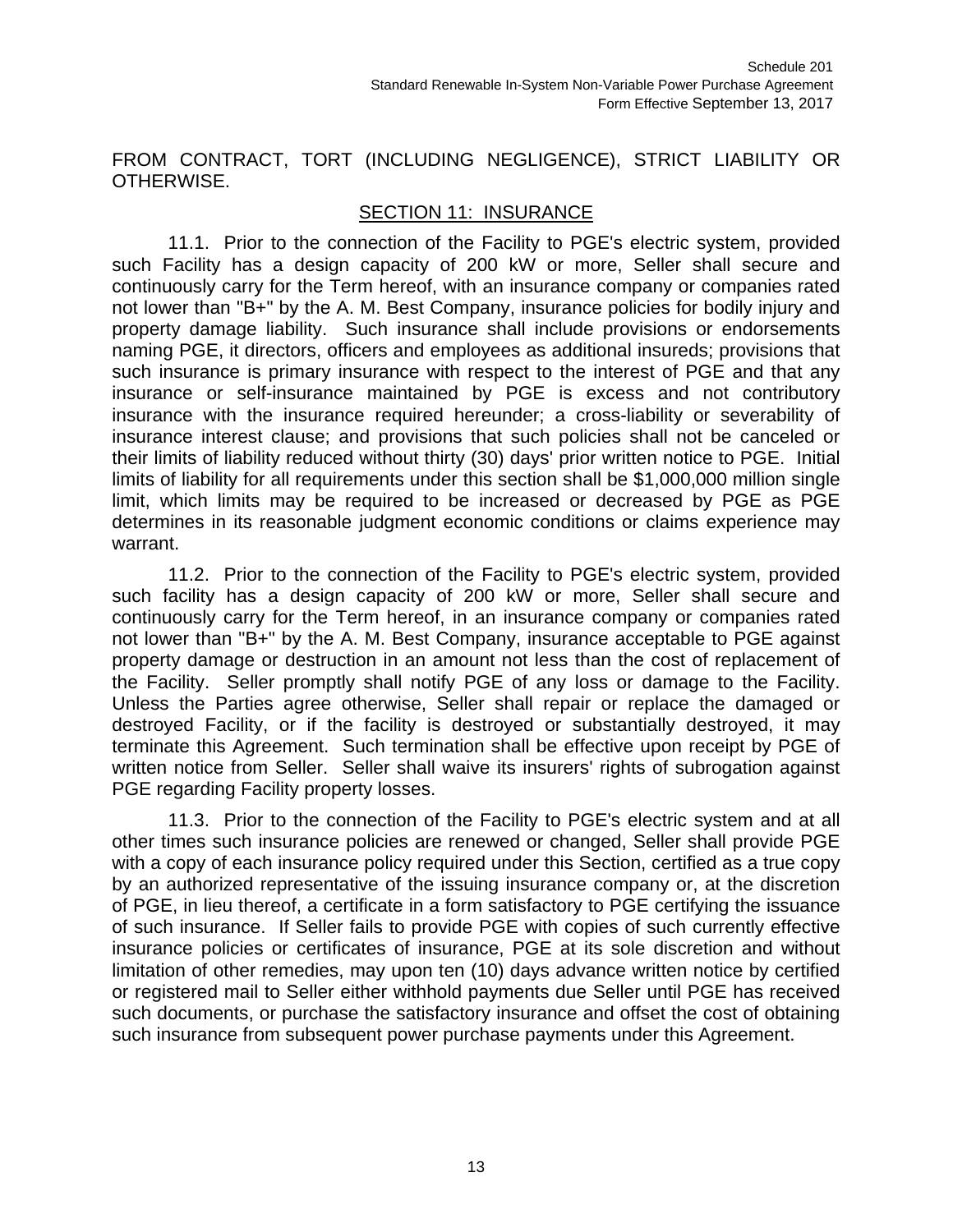FROM CONTRACT, TORT (INCLUDING NEGLIGENCE), STRICT LIABILITY OR OTHERWISE.

## SECTION 11: INSURANCE

11.1. Prior to the connection of the Facility to PGE's electric system, provided such Facility has a design capacity of 200 kW or more, Seller shall secure and continuously carry for the Term hereof, with an insurance company or companies rated not lower than "B+" by the A. M. Best Company, insurance policies for bodily injury and property damage liability. Such insurance shall include provisions or endorsements naming PGE, it directors, officers and employees as additional insureds; provisions that such insurance is primary insurance with respect to the interest of PGE and that any insurance or self-insurance maintained by PGE is excess and not contributory insurance with the insurance required hereunder; a cross-liability or severability of insurance interest clause; and provisions that such policies shall not be canceled or their limits of liability reduced without thirty (30) days' prior written notice to PGE. Initial limits of liability for all requirements under this section shall be $1,000,000 million single limit, which limits may be required to be increased or decreased by PGE as PGE determines in its reasonable judgment economic conditions or claims experience may warrant.

11.2. Prior to the connection of the Facility to PGE's electric system, provided such facility has a design capacity of 200 kW or more, Seller shall secure and continuously carry for the Term hereof, in an insurance company or companies rated not lower than "B+" by the A. M. Best Company, insurance acceptable to PGE against property damage or destruction in an amount not less than the cost of replacement of the Facility. Seller promptly shall notify PGE of any loss or damage to the Facility. Unless the Parties agree otherwise, Seller shall repair or replace the damaged or destroyed Facility, or if the facility is destroyed or substantially destroyed, it may terminate this Agreement. Such termination shall be effective upon receipt by PGE of written notice from Seller. Seller shall waive its insurers' rights of subrogation against PGE regarding Facility property losses.

11.3. Prior to the connection of the Facility to PGE's electric system and at all other times such insurance policies are renewed or changed, Seller shall provide PGE with a copy of each insurance policy required under this Section, certified as a true copy by an authorized representative of the issuing insurance company or, at the discretion of PGE, in lieu thereof, a certificate in a form satisfactory to PGE certifying the issuance of such insurance. If Seller fails to provide PGE with copies of such currently effective insurance policies or certificates of insurance, PGE at its sole discretion and without limitation of other remedies, may upon ten (10) days advance written notice by certified or registered mail to Seller either withhold payments due Seller until PGE has received such documents, or purchase the satisfactory insurance and offset the cost of obtaining such insurance from subsequent power purchase payments under this Agreement.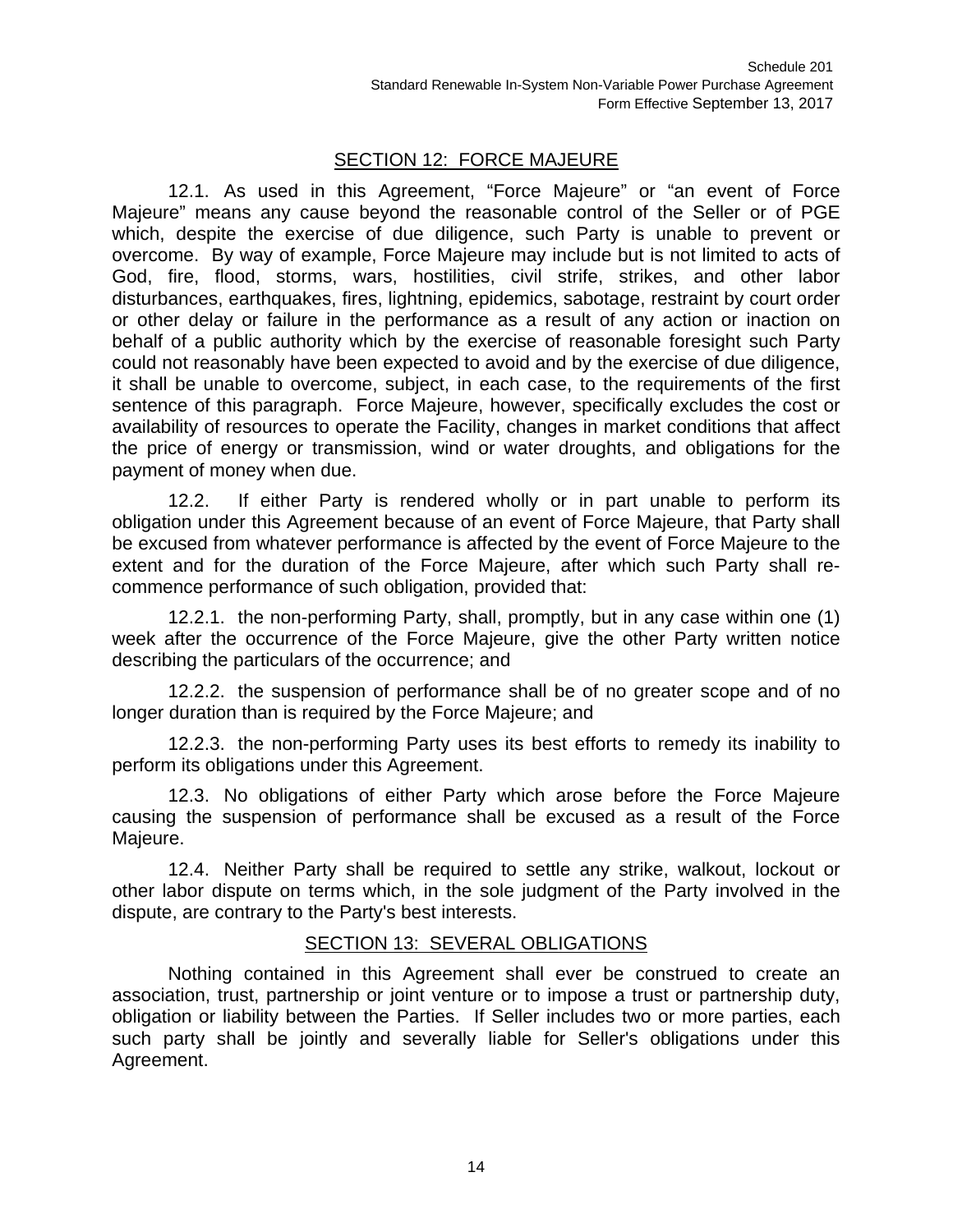## SECTION 12: FORCE MAJEURE

12.1. As used in this Agreement, "Force Majeure" or "an event of Force Majeure" means any cause beyond the reasonable control of the Seller or of PGE which, despite the exercise of due diligence, such Party is unable to prevent or overcome. By way of example, Force Majeure may include but is not limited to acts of God, fire, flood, storms, wars, hostilities, civil strife, strikes, and other labor disturbances, earthquakes, fires, lightning, epidemics, sabotage, restraint by court order or other delay or failure in the performance as a result of any action or inaction on behalf of a public authority which by the exercise of reasonable foresight such Party could not reasonably have been expected to avoid and by the exercise of due diligence, it shall be unable to overcome, subject, in each case, to the requirements of the first sentence of this paragraph. Force Majeure, however, specifically excludes the cost or availability of resources to operate the Facility, changes in market conditions that affect the price of energy or transmission, wind or water droughts, and obligations for the payment of money when due.

12.2. If either Party is rendered wholly or in part unable to perform its obligation under this Agreement because of an event of Force Majeure, that Party shall be excused from whatever performance is affected by the event of Force Majeure to the extent and for the duration of the Force Majeure, after which such Party shall re-commence performance of such obligation, provided that:

12.2.1. the non-performing Party, shall, promptly, but in any case within one (1) week after the occurrence of the Force Majeure, give the other Party written notice describing the particulars of the occurrence; and

12.2.2. the suspension of performance shall be of no greater scope and of no longer duration than is required by the Force Majeure; and

12.2.3. the non-performing Party uses its best efforts to remedy its inability to perform its obligations under this Agreement.

12.3. No obligations of either Party which arose before the Force Majeure causing the suspension of performance shall be excused as a result of the Force Majeure.

12.4. Neither Party shall be required to settle any strike, walkout, lockout or other labor dispute on terms which, in the sole judgment of the Party involved in the dispute, are contrary to the Party's best interests.

## SECTION 13: SEVERAL OBLIGATIONS

Nothing contained in this Agreement shall ever be construed to create an association, trust, partnership or joint venture or to impose a trust or partnership duty, obligation or liability between the Parties. If Seller includes two or more parties, each such party shall be jointly and severally liable for Seller's obligations under this Agreement.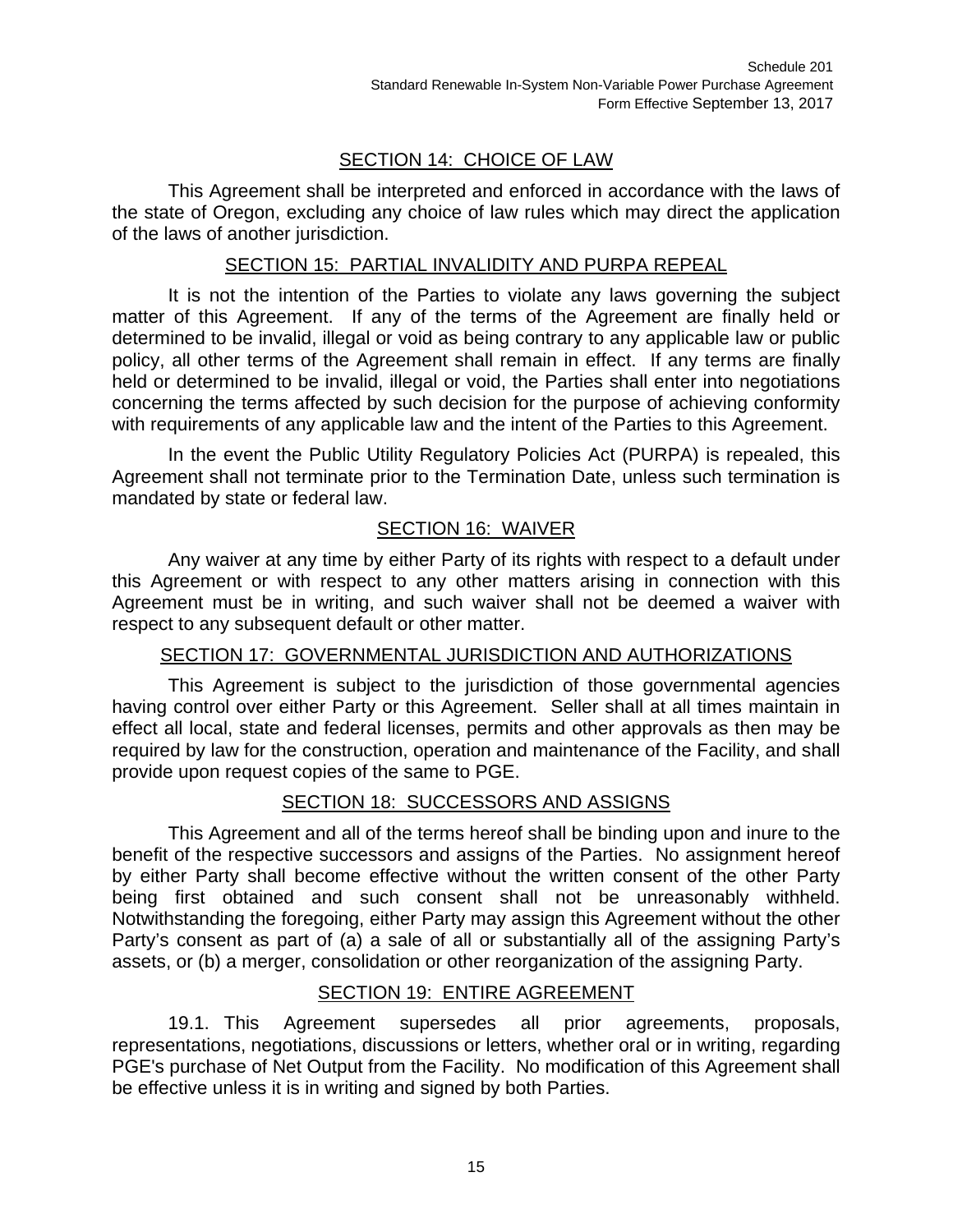## SECTION 14: CHOICE OF LAW

This Agreement shall be interpreted and enforced in accordance with the laws of the state of Oregon, excluding any choice of law rules which may direct the application of the laws of another jurisdiction.

## SECTION 15: PARTIAL INVALIDITY AND PURPA REPEAL

It is not the intention of the Parties to violate any laws governing the subject matter of this Agreement. If any of the terms of the Agreement are finally held or determined to be invalid, illegal or void as being contrary to any applicable law or public policy, all other terms of the Agreement shall remain in effect. If any terms are finally held or determined to be invalid, illegal or void, the Parties shall enter into negotiations concerning the terms affected by such decision for the purpose of achieving conformity with requirements of any applicable law and the intent of the Parties to this Agreement.

In the event the Public Utility Regulatory Policies Act (PURPA) is repealed, this Agreement shall not terminate prior to the Termination Date, unless such termination is mandated by state or federal law.

## SECTION 16: WAIVER

Any waiver at any time by either Party of its rights with respect to a default under this Agreement or with respect to any other matters arising in connection with this Agreement must be in writing, and such waiver shall not be deemed a waiver with respect to any subsequent default or other matter.

## SECTION 17: GOVERNMENTAL JURISDICTION AND AUTHORIZATIONS

This Agreement is subject to the jurisdiction of those governmental agencies having control over either Party or this Agreement. Seller shall at all times maintain in effect all local, state and federal licenses, permits and other approvals as then may be required by law for the construction, operation and maintenance of the Facility, and shall provide upon request copies of the same to PGE.

## SECTION 18: SUCCESSORS AND ASSIGNS

This Agreement and all of the terms hereof shall be binding upon and inure to the benefit of the respective successors and assigns of the Parties. No assignment hereof by either Party shall become effective without the written consent of the other Party being first obtained and such consent shall not be unreasonably withheld. Notwithstanding the foregoing, either Party may assign this Agreement without the other Party's consent as part of (a) a sale of all or substantially all of the assigning Party's assets, or (b) a merger, consolidation or other reorganization of the assigning Party.

## SECTION 19: ENTIRE AGREEMENT

19.1. This Agreement supersedes all prior agreements, proposals, representations, negotiations, discussions or letters, whether oral or in writing, regarding PGE's purchase of Net Output from the Facility. No modification of this Agreement shall be effective unless it is in writing and signed by both Parties.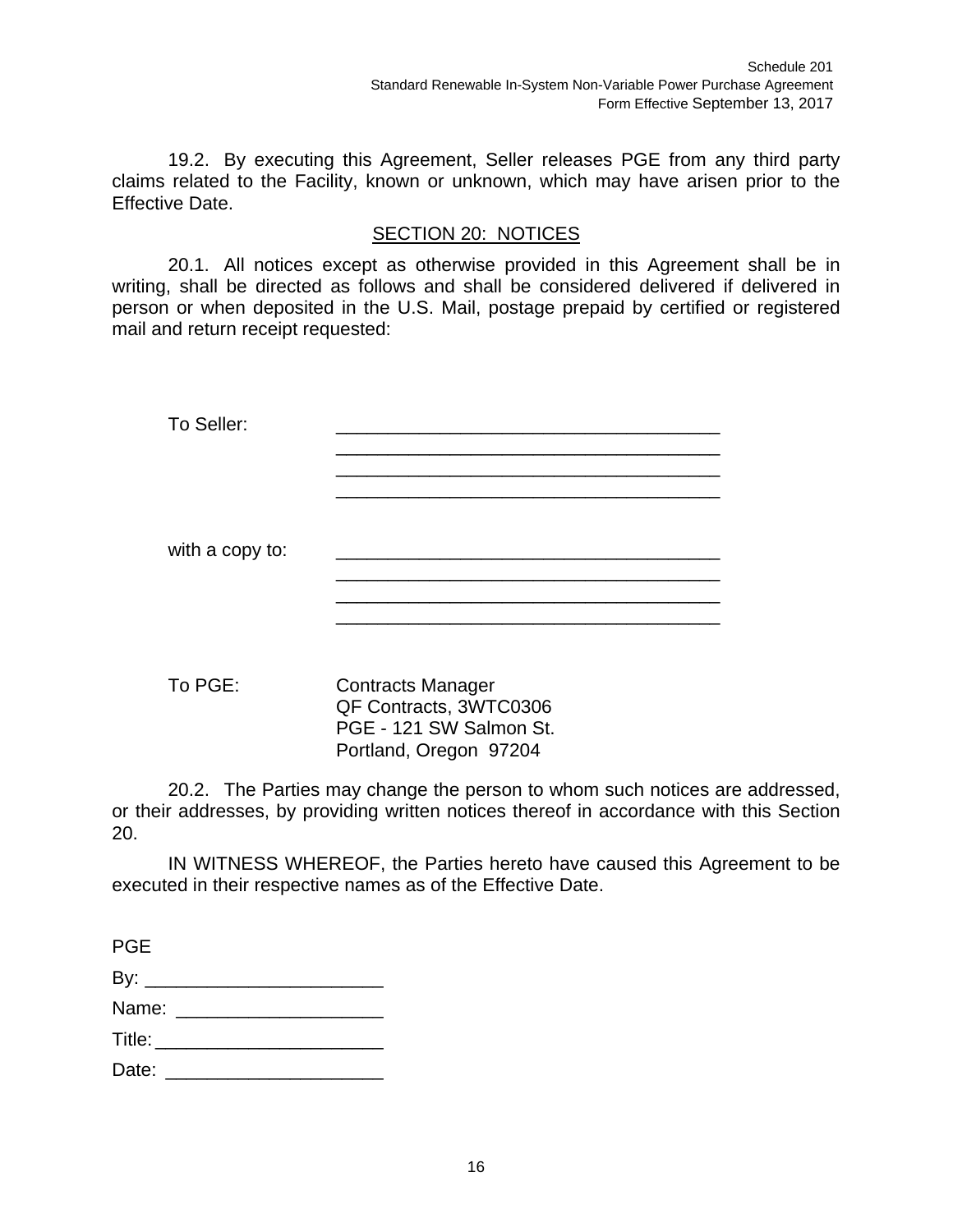19.2. By executing this Agreement, Seller releases PGE from any third party claims related to the Facility, known or unknown, which may have arisen prior to the Effective Date.

## SECTION 20: NOTICES

20.1. All notices except as otherwise provided in this Agreement shall be in writing, shall be directed as follows and shall be considered delivered if delivered in person or when deposited in the U.S. Mail, postage prepaid by certified or registered mail and return receipt requested:

To Seller: ______________________________________
______________________________________
______________________________________
______________________________________

with a copy to: ______________________________________
______________________________________
______________________________________
______________________________________

To PGE: Contracts Manager
QF Contracts, 3WTC0306
PGE - 121 SW Salmon St.
Portland, Oregon 97204

20.2. The Parties may change the person to whom such notices are addressed, or their addresses, by providing written notices thereof in accordance with this Section 20.

IN WITNESS WHEREOF, the Parties hereto have caused this Agreement to be executed in their respective names as of the Effective Date.

PGE

By: _______________________

Name: ____________________

Title: ______________________

Date: _____________________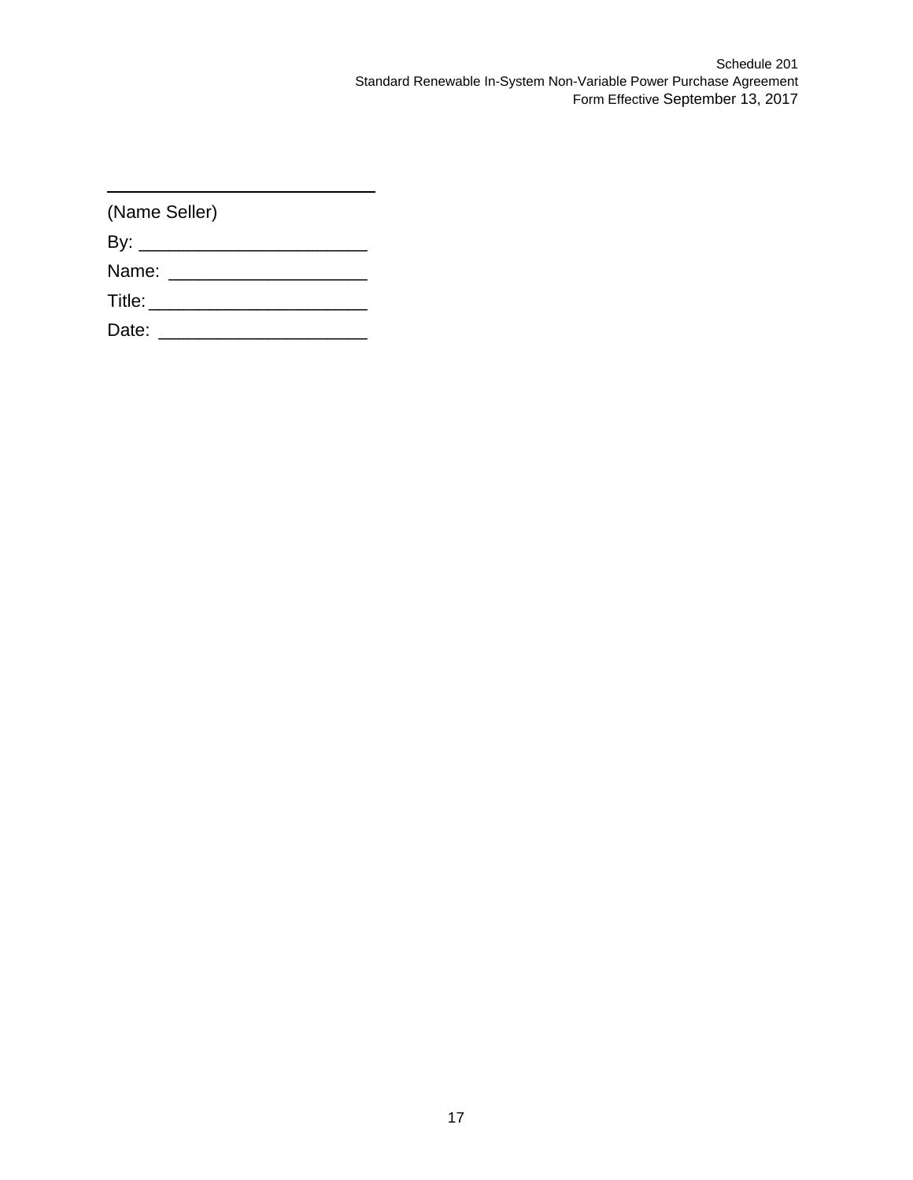\_\_\_\_\_\_\_\_\_\_\_\_\_\_\_\_\_\_\_\_\_\_\_\_\_\_\_\_\_\_

(Name Seller)

By: \_\_\_\_\_\_\_\_\_\_\_\_\_\_\_\_\_\_\_\_\_\_

Name: \_\_\_\_\_\_\_\_\_\_\_\_\_\_\_\_\_\_\_

Title: \_\_\_\_\_\_\_\_\_\_\_\_\_\_\_\_\_\_\_\_\_

Date: \_\_\_\_\_\_\_\_\_\_\_\_\_\_\_\_\_\_\_\_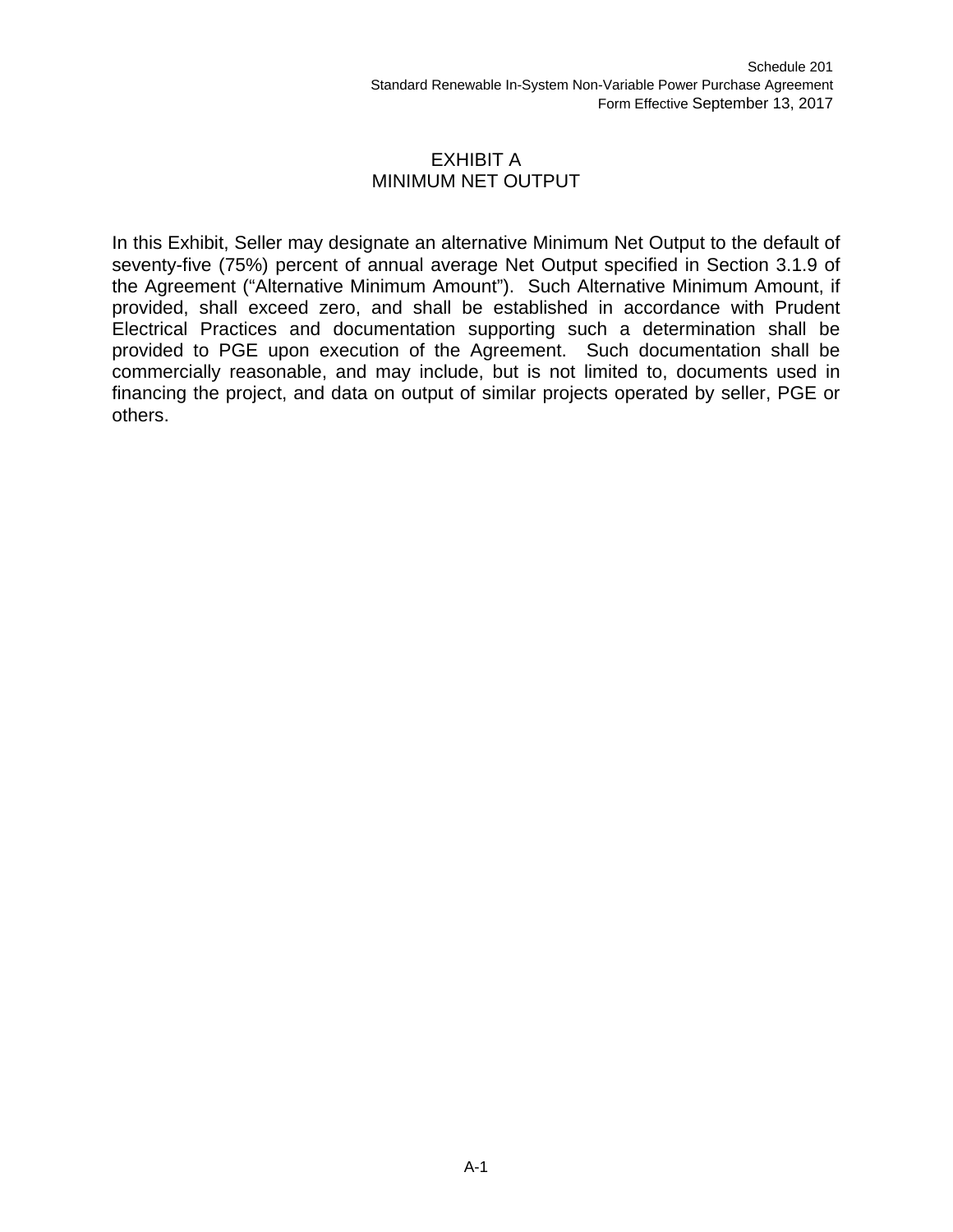# EXHIBIT A
# MINIMUM NET OUTPUT

In this Exhibit, Seller may designate an alternative Minimum Net Output to the default of seventy-five (75%) percent of annual average Net Output specified in Section 3.1.9 of the Agreement ("Alternative Minimum Amount"). Such Alternative Minimum Amount, if provided, shall exceed zero, and shall be established in accordance with Prudent Electrical Practices and documentation supporting such a determination shall be provided to PGE upon execution of the Agreement. Such documentation shall be commercially reasonable, and may include, but is not limited to, documents used in financing the project, and data on output of similar projects operated by seller, PGE or others.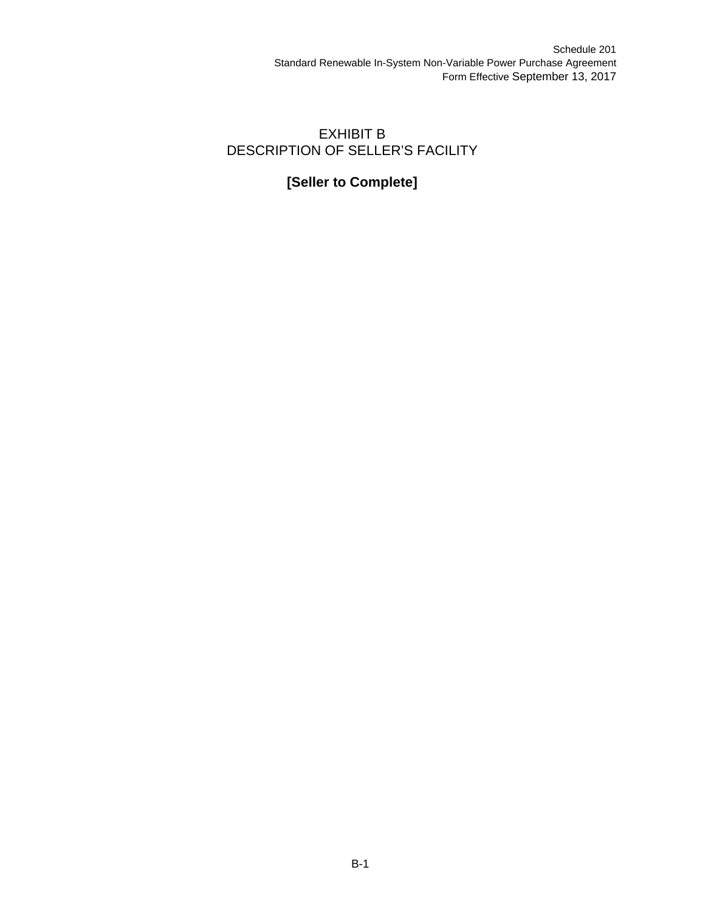# EXHIBIT B
# DESCRIPTION OF SELLER'S FACILITY

**[Seller to Complete]**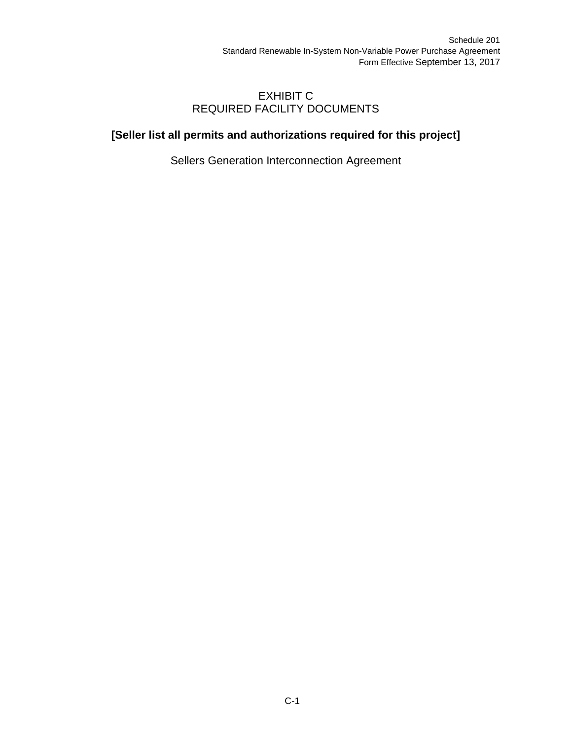# EXHIBIT C
# REQUIRED FACILITY DOCUMENTS

**[Seller list all permits and authorizations required for this project]**

Sellers Generation Interconnection Agreement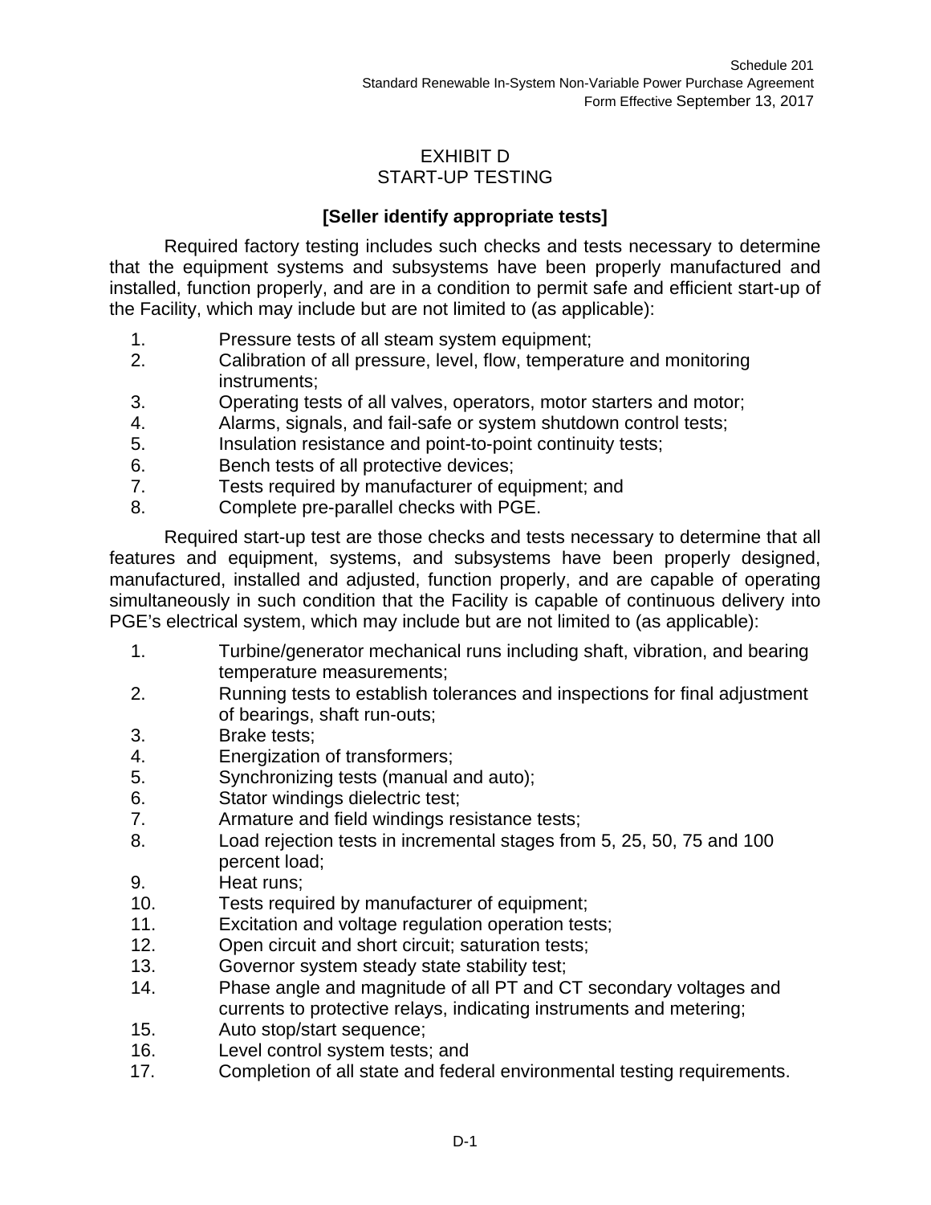# EXHIBIT D
## START-UP TESTING

**[Seller identify appropriate tests]**

Required factory testing includes such checks and tests necessary to determine that the equipment systems and subsystems have been properly manufactured and installed, function properly, and are in a condition to permit safe and efficient start-up of the Facility, which may include but are not limited to (as applicable):

1. Pressure tests of all steam system equipment;
2. Calibration of all pressure, level, flow, temperature and monitoring instruments;
3. Operating tests of all valves, operators, motor starters and motor;
4. Alarms, signals, and fail-safe or system shutdown control tests;
5. Insulation resistance and point-to-point continuity tests;
6. Bench tests of all protective devices;
7. Tests required by manufacturer of equipment; and
8. Complete pre-parallel checks with PGE.

Required start-up test are those checks and tests necessary to determine that all features and equipment, systems, and subsystems have been properly designed, manufactured, installed and adjusted, function properly, and are capable of operating simultaneously in such condition that the Facility is capable of continuous delivery into PGE's electrical system, which may include but are not limited to (as applicable):

1. Turbine/generator mechanical runs including shaft, vibration, and bearing temperature measurements;
2. Running tests to establish tolerances and inspections for final adjustment of bearings, shaft run-outs;
3. Brake tests;
4. Energization of transformers;
5. Synchronizing tests (manual and auto);
6. Stator windings dielectric test;
7. Armature and field windings resistance tests;
8. Load rejection tests in incremental stages from 5, 25, 50, 75 and 100 percent load;
9. Heat runs;
10. Tests required by manufacturer of equipment;
11. Excitation and voltage regulation operation tests;
12. Open circuit and short circuit; saturation tests;
13. Governor system steady state stability test;
14. Phase angle and magnitude of all PT and CT secondary voltages and currents to protective relays, indicating instruments and metering;
15. Auto stop/start sequence;
16. Level control system tests; and
17. Completion of all state and federal environmental testing requirements.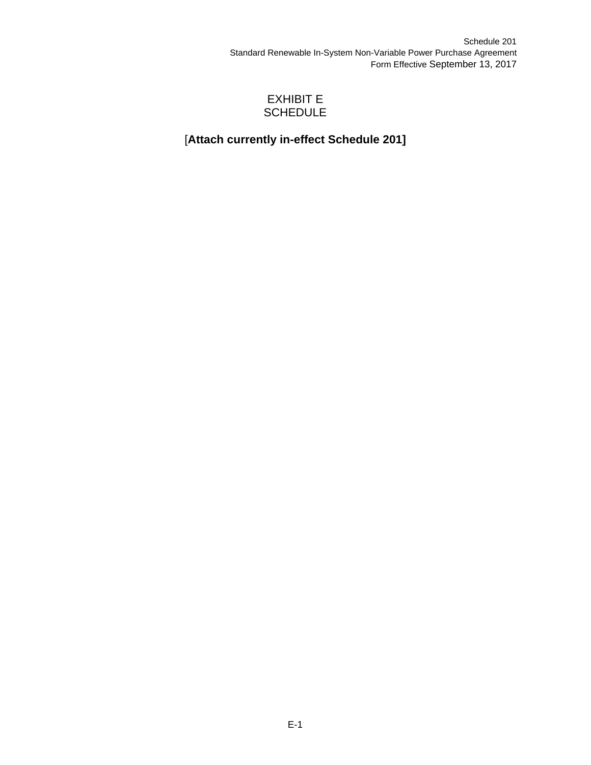# EXHIBIT E
# SCHEDULE

[**Attach currently in-effect Schedule 201]**